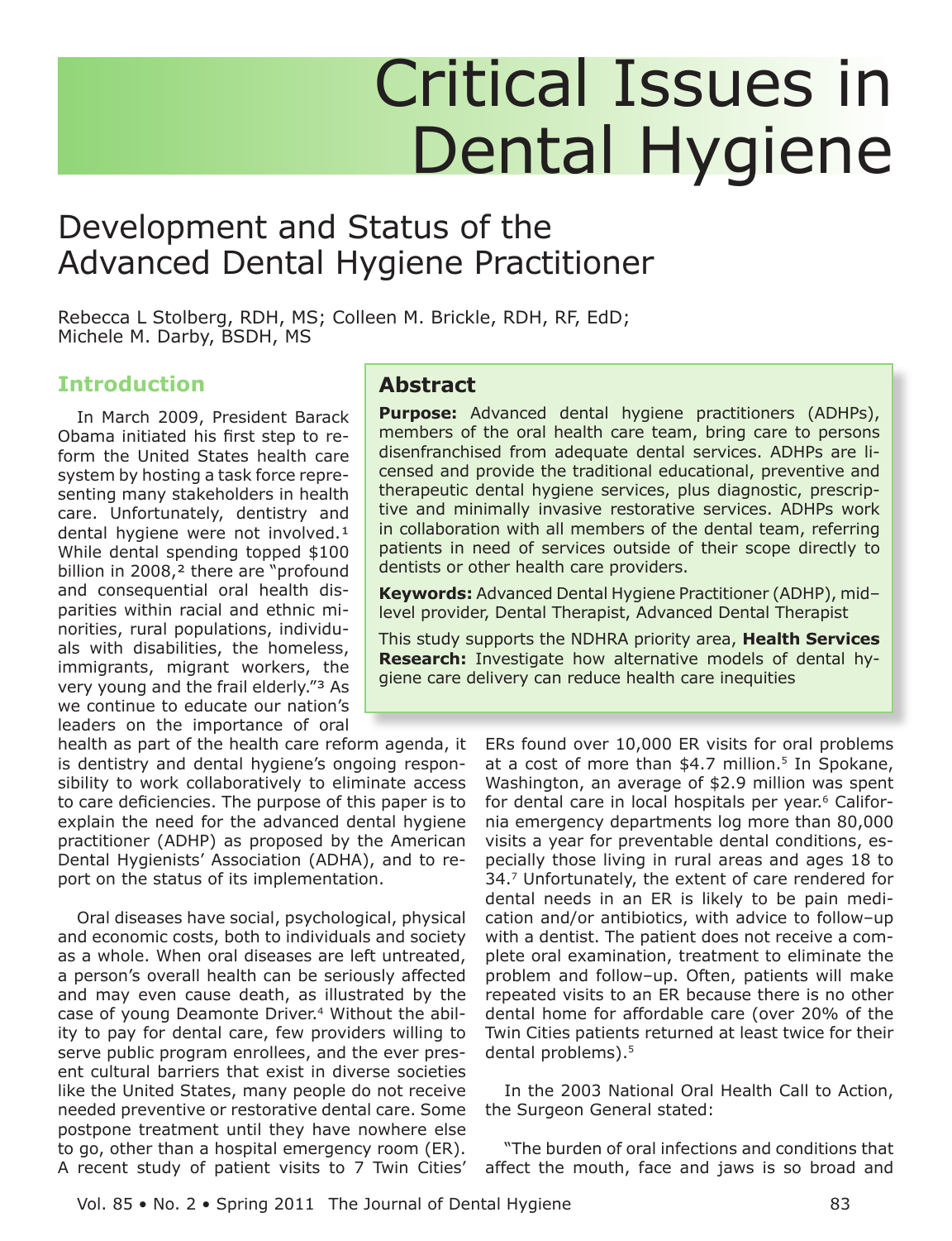# Critical Issues in Dental Hygiene

## Development and Status of the Advanced Dental Hygiene Practitioner

Rebecca L Stolberg, RDH, MS; Colleen M. Brickle, RDH, RF, EdD; Michele M. Darby, BSDH, MS

## Abstract

**Purpose:** Advanced dental hygiene practitioners (ADHPs), members of the oral health care team, bring care to persons disenfranchised from adequate dental services. ADHPs are licensed and provide the traditional educational, preventive and therapeutic dental hygiene services, plus diagnostic, prescriptive and minimally invasive restorative services. ADHPs work in collaboration with all members of the dental team, referring patients in need of services outside of their scope directly to dentists or other health care providers.

**Keywords:** Advanced Dental Hygiene Practitioner (ADHP), mid–level provider, Dental Therapist, Advanced Dental Therapist

This study supports the NDHRA priority area, **Health Services Research:** Investigate how alternative models of dental hygiene care delivery can reduce health care inequities

## Introduction

In March 2009, President Barack Obama initiated his first step to reform the United States health care system by hosting a task force representing many stakeholders in health care. Unfortunately, dentistry and dental hygiene were not involved.[1] While dental spending topped $100 billion in 2008,[2] there are "profound and consequential oral health disparities within racial and ethnic minorities, rural populations, individuals with disabilities, the homeless, immigrants, migrant workers, the very young and the frail elderly."[3] As we continue to educate our nation's leaders on the importance of oral health as part of the health care reform agenda, it is dentistry and dental hygiene's ongoing responsibility to work collaboratively to eliminate access to care deficiencies. The purpose of this paper is to explain the need for the advanced dental hygiene practitioner (ADHP) as proposed by the American Dental Hygienists' Association (ADHA), and to report on the status of its implementation.

Oral diseases have social, psychological, physical and economic costs, both to individuals and society as a whole. When oral diseases are left untreated, a person's overall health can be seriously affected and may even cause death, as illustrated by the case of young Deamonte Driver.[4] Without the ability to pay for dental care, few providers willing to serve public program enrollees, and the ever present cultural barriers that exist in diverse societies like the United States, many people do not receive needed preventive or restorative dental care. Some postpone treatment until they have nowhere else to go, other than a hospital emergency room (ER). A recent study of patient visits to 7 Twin Cities' ERs found over 10,000 ER visits for oral problems at a cost of more than $4.7 million.[5] In Spokane, Washington, an average of $2.9 million was spent for dental care in local hospitals per year.[6] California emergency departments log more than 80,000 visits a year for preventable dental conditions, especially those living in rural areas and ages 18 to 34.[7] Unfortunately, the extent of care rendered for dental needs in an ER is likely to be pain medication and/or antibiotics, with advice to follow–up with a dentist. The patient does not receive a complete oral examination, treatment to eliminate the problem and follow–up. Often, patients will make repeated visits to an ER because there is no other dental home for affordable care (over 20% of the Twin Cities patients returned at least twice for their dental problems).[5]

In the 2003 National Oral Health Call to Action, the Surgeon General stated:

"The burden of oral infections and conditions that affect the mouth, face and jaws is so broad and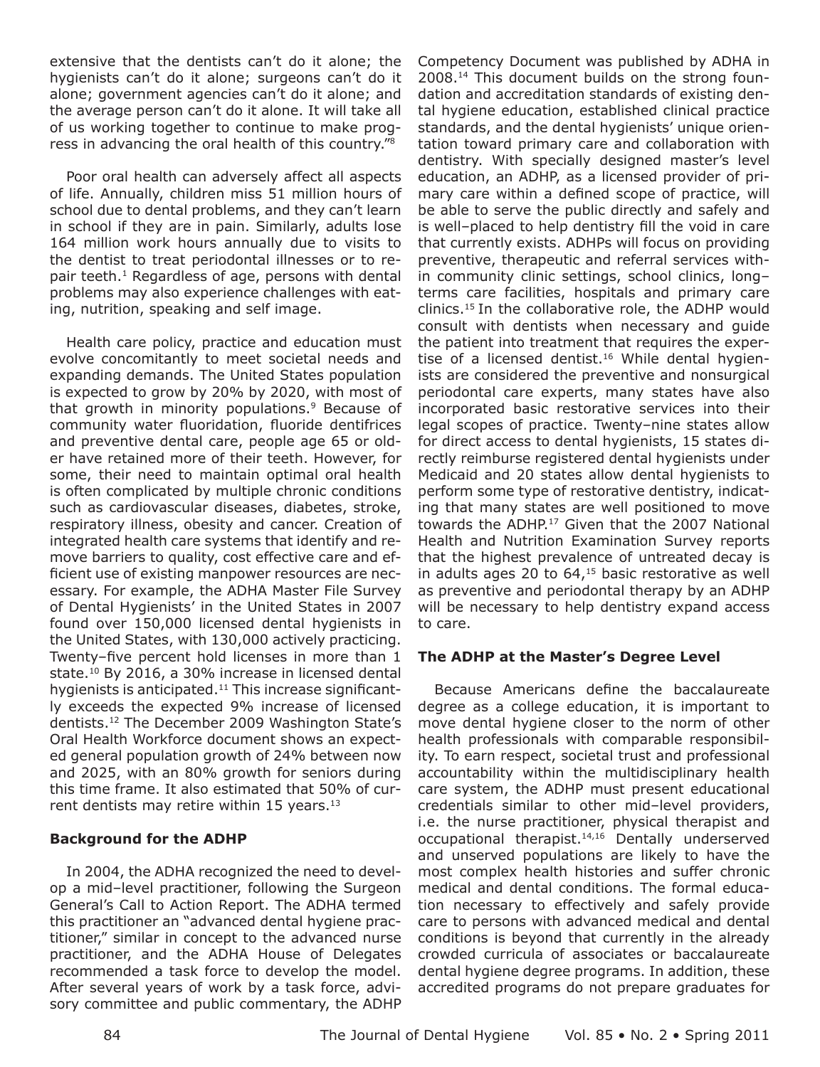extensive that the dentists can't do it alone; the hygienists can't do it alone; surgeons can't do it alone; government agencies can't do it alone; and the average person can't do it alone. It will take all of us working together to continue to make progress in advancing the oral health of this country."[8]

Poor oral health can adversely affect all aspects of life. Annually, children miss 51 million hours of school due to dental problems, and they can't learn in school if they are in pain. Similarly, adults lose 164 million work hours annually due to visits to the dentist to treat periodontal illnesses or to repair teeth.[1] Regardless of age, persons with dental problems may also experience challenges with eating, nutrition, speaking and self image.

Health care policy, practice and education must evolve concomitantly to meet societal needs and expanding demands. The United States population is expected to grow by 20% by 2020, with most of that growth in minority populations.[9] Because of community water fluoridation, fluoride dentifrices and preventive dental care, people age 65 or older have retained more of their teeth. However, for some, their need to maintain optimal oral health is often complicated by multiple chronic conditions such as cardiovascular diseases, diabetes, stroke, respiratory illness, obesity and cancer. Creation of integrated health care systems that identify and remove barriers to quality, cost effective care and efficient use of existing manpower resources are necessary. For example, the ADHA Master File Survey of Dental Hygienists' in the United States in 2007 found over 150,000 licensed dental hygienists in the United States, with 130,000 actively practicing. Twenty–five percent hold licenses in more than 1 state.[10] By 2016, a 30% increase in licensed dental hygienists is anticipated.[11] This increase significantly exceeds the expected 9% increase of licensed dentists.[12] The December 2009 Washington State's Oral Health Workforce document shows an expected general population growth of 24% between now and 2025, with an 80% growth for seniors during this time frame. It also estimated that 50% of current dentists may retire within 15 years.[13]

### Background for the ADHP

In 2004, the ADHA recognized the need to develop a mid–level practitioner, following the Surgeon General's Call to Action Report. The ADHA termed this practitioner an "advanced dental hygiene practitioner," similar in concept to the advanced nurse practitioner, and the ADHA House of Delegates recommended a task force to develop the model. After several years of work by a task force, advisory committee and public commentary, the ADHP Competency Document was published by ADHA in 2008.[14] This document builds on the strong foundation and accreditation standards of existing dental hygiene education, established clinical practice standards, and the dental hygienists' unique orientation toward primary care and collaboration with dentistry. With specially designed master's level education, an ADHP, as a licensed provider of primary care within a defined scope of practice, will be able to serve the public directly and safely and is well–placed to help dentistry fill the void in care that currently exists. ADHPs will focus on providing preventive, therapeutic and referral services within community clinic settings, school clinics, long–terms care facilities, hospitals and primary care clinics.[15] In the collaborative role, the ADHP would consult with dentists when necessary and guide the patient into treatment that requires the expertise of a licensed dentist.[16] While dental hygienists are considered the preventive and nonsurgical periodontal care experts, many states have also incorporated basic restorative services into their legal scopes of practice. Twenty–nine states allow for direct access to dental hygienists, 15 states directly reimburse registered dental hygienists under Medicaid and 20 states allow dental hygienists to perform some type of restorative dentistry, indicating that many states are well positioned to move towards the ADHP.[17] Given that the 2007 National Health and Nutrition Examination Survey reports that the highest prevalence of untreated decay is in adults ages 20 to 64,[15] basic restorative as well as preventive and periodontal therapy by an ADHP will be necessary to help dentistry expand access to care.

### The ADHP at the Master's Degree Level

Because Americans define the baccalaureate degree as a college education, it is important to move dental hygiene closer to the norm of other health professionals with comparable responsibility. To earn respect, societal trust and professional accountability within the multidisciplinary health care system, the ADHP must present educational credentials similar to other mid–level providers, i.e. the nurse practitioner, physical therapist and occupational therapist.[14,16] Dentally underserved and unserved populations are likely to have the most complex health histories and suffer chronic medical and dental conditions. The formal education necessary to effectively and safely provide care to persons with advanced medical and dental conditions is beyond that currently in the already crowded curricula of associates or baccalaureate dental hygiene degree programs. In addition, these accredited programs do not prepare graduates for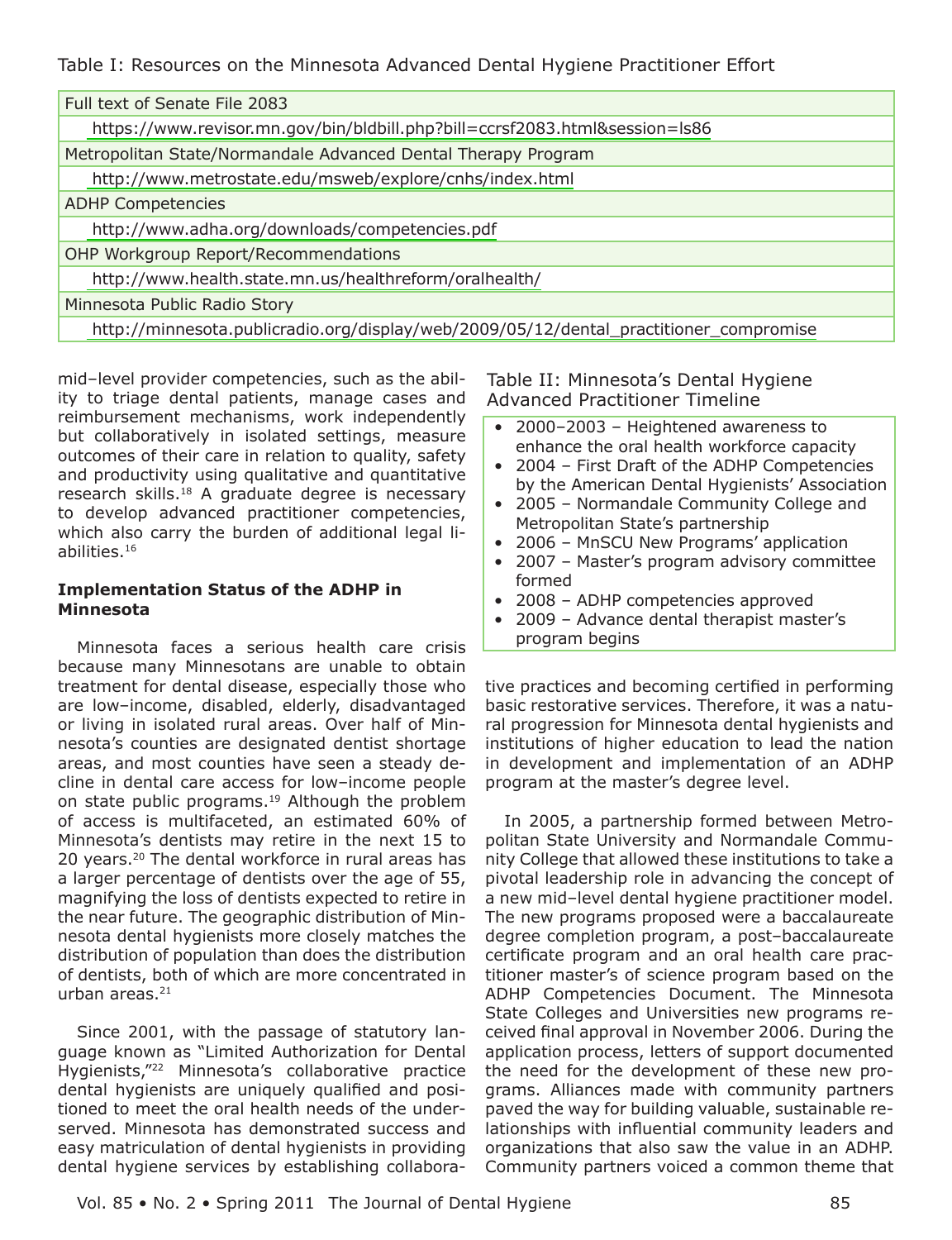Table I: Resources on the Minnesota Advanced Dental Hygiene Practitioner Effort

| Resource |
|---|
| Full text of Senate File 2083 |
| https://www.revisor.mn.gov/bin/bldbill.php?bill=ccrsf2083.html&session=ls86 |
| Metropolitan State/Normandale Advanced Dental Therapy Program |
| http://www.metrostate.edu/msweb/explore/cnhs/index.html |
| ADHP Competencies |
| http://www.adha.org/downloads/competencies.pdf |
| OHP Workgroup Report/Recommendations |
| http://www.health.state.mn.us/healthreform/oralhealth/ |
| Minnesota Public Radio Story |
| http://minnesota.publicradio.org/display/web/2009/05/12/dental_practitioner_compromise |

mid–level provider competencies, such as the ability to triage dental patients, manage cases and reimbursement mechanisms, work independently but collaboratively in isolated settings, measure outcomes of their care in relation to quality, safety and productivity using qualitative and quantitative research skills.[18] A graduate degree is necessary to develop advanced practitioner competencies, which also carry the burden of additional legal liabilities.[16]

**Implementation Status of the ADHP in Minnesota**

Minnesota faces a serious health care crisis because many Minnesotans are unable to obtain treatment for dental disease, especially those who are low–income, disabled, elderly, disadvantaged or living in isolated rural areas. Over half of Minnesota's counties are designated dentist shortage areas, and most counties have seen a steady decline in dental care access for low–income people on state public programs.[19] Although the problem of access is multifaceted, an estimated 60% of Minnesota's dentists may retire in the next 15 to 20 years.[20] The dental workforce in rural areas has a larger percentage of dentists over the age of 55, magnifying the loss of dentists expected to retire in the near future. The geographic distribution of Minnesota dental hygienists more closely matches the distribution of population than does the distribution of dentists, both of which are more concentrated in urban areas.[21]

Since 2001, with the passage of statutory language known as "Limited Authorization for Dental Hygienists,"[22] Minnesota's collaborative practice dental hygienists are uniquely qualified and positioned to meet the oral health needs of the underserved. Minnesota has demonstrated success and easy matriculation of dental hygienists in providing dental hygiene services by establishing collaborative practices and becoming certified in performing basic restorative services. Therefore, it was a natural progression for Minnesota dental hygienists and institutions of higher education to lead the nation in development and implementation of an ADHP program at the master's degree level.

Table II: Minnesota's Dental Hygiene Advanced Practitioner Timeline

- 2000–2003 – Heightened awareness to enhance the oral health workforce capacity
- 2004 – First Draft of the ADHP Competencies by the American Dental Hygienists' Association
- 2005 – Normandale Community College and Metropolitan State's partnership
- 2006 – MnSCU New Programs' application
- 2007 – Master's program advisory committee formed
- 2008 – ADHP competencies approved
- 2009 – Advance dental therapist master's program begins

In 2005, a partnership formed between Metropolitan State University and Normandale Community College that allowed these institutions to take a pivotal leadership role in advancing the concept of a new mid–level dental hygiene practitioner model. The new programs proposed were a baccalaureate degree completion program, a post–baccalaureate certificate program and an oral health care practitioner master's of science program based on the ADHP Competencies Document. The Minnesota State Colleges and Universities new programs received final approval in November 2006. During the application process, letters of support documented the need for the development of these new programs. Alliances made with community partners paved the way for building valuable, sustainable relationships with influential community leaders and organizations that also saw the value in an ADHP. Community partners voiced a common theme that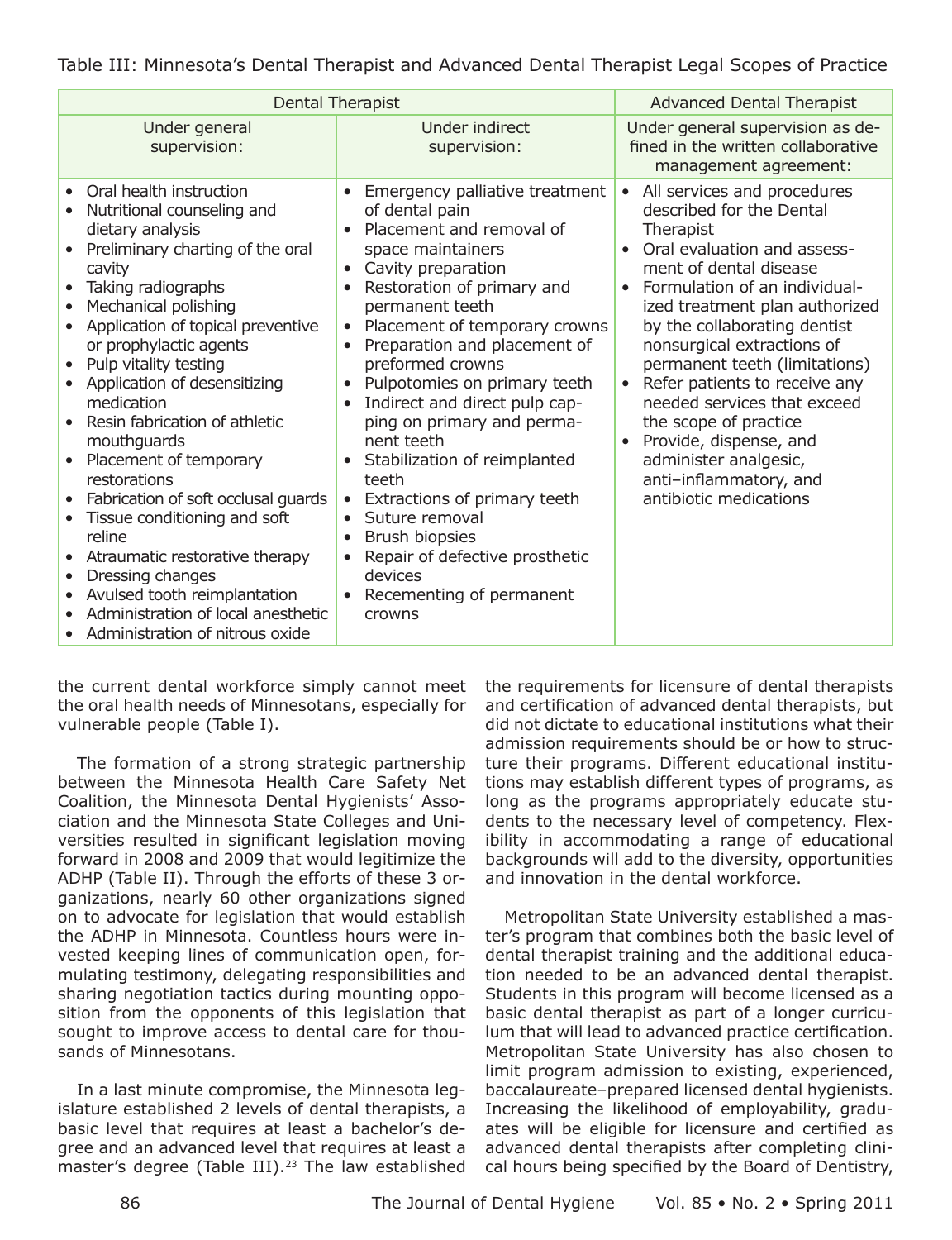Table III: Minnesota's Dental Therapist and Advanced Dental Therapist Legal Scopes of Practice

| Dental Therapist | | Advanced Dental Therapist |
|---|---|---|
| Under general supervision: | Under indirect supervision: | Under general supervision as defined in the written collaborative management agreement: |
| • Oral health instruction<br>• Nutritional counseling and dietary analysis<br>• Preliminary charting of the oral cavity<br>• Taking radiographs<br>• Mechanical polishing<br>• Application of topical preventive or prophylactic agents<br>• Pulp vitality testing<br>• Application of desensitizing medication<br>• Resin fabrication of athletic mouthguards<br>• Placement of temporary restorations<br>• Fabrication of soft occlusal guards<br>• Tissue conditioning and soft reline<br>• Atraumatic restorative therapy<br>• Dressing changes<br>• Avulsed tooth reimplantation<br>• Administration of local anesthetic<br>• Administration of nitrous oxide | • Emergency palliative treatment of dental pain<br>• Placement and removal of space maintainers<br>• Cavity preparation<br>• Restoration of primary and permanent teeth<br>• Placement of temporary crowns<br>• Preparation and placement of preformed crowns<br>• Pulpotomies on primary teeth<br>• Indirect and direct pulp capping on primary and permanent teeth<br>• Stabilization of reimplanted teeth<br>• Extractions of primary teeth<br>• Suture removal<br>• Brush biopsies<br>• Repair of defective prosthetic devices<br>• Recementing of permanent crowns | • All services and procedures described for the Dental Therapist<br>• Oral evaluation and assessment of dental disease<br>• Formulation of an individualized treatment plan authorized by the collaborating dentist nonsurgical extractions of permanent teeth (limitations)<br>• Refer patients to receive any needed services that exceed the scope of practice<br>• Provide, dispense, and administer analgesic, anti–inflammatory, and antibiotic medications |

the current dental workforce simply cannot meet the oral health needs of Minnesotans, especially for vulnerable people (Table I).

The formation of a strong strategic partnership between the Minnesota Health Care Safety Net Coalition, the Minnesota Dental Hygienists' Association and the Minnesota State Colleges and Universities resulted in significant legislation moving forward in 2008 and 2009 that would legitimize the ADHP (Table II). Through the efforts of these 3 organizations, nearly 60 other organizations signed on to advocate for legislation that would establish the ADHP in Minnesota. Countless hours were invested keeping lines of communication open, formulating testimony, delegating responsibilities and sharing negotiation tactics during mounting opposition from the opponents of this legislation that sought to improve access to dental care for thousands of Minnesotans.

In a last minute compromise, the Minnesota legislature established 2 levels of dental therapists, a basic level that requires at least a bachelor's degree and an advanced level that requires at least a master's degree (Table III).[23] The law established the requirements for licensure of dental therapists and certification of advanced dental therapists, but did not dictate to educational institutions what their admission requirements should be or how to structure their programs. Different educational institutions may establish different types of programs, as long as the programs appropriately educate students to the necessary level of competency. Flexibility in accommodating a range of educational backgrounds will add to the diversity, opportunities and innovation in the dental workforce.

Metropolitan State University established a master's program that combines both the basic level of dental therapist training and the additional education needed to be an advanced dental therapist. Students in this program will become licensed as a basic dental therapist as part of a longer curriculum that will lead to advanced practice certification. Metropolitan State University has also chosen to limit program admission to existing, experienced, baccalaureate–prepared licensed dental hygienists. Increasing the likelihood of employability, graduates will be eligible for licensure and certified as advanced dental therapists after completing clinical hours being specified by the Board of Dentistry,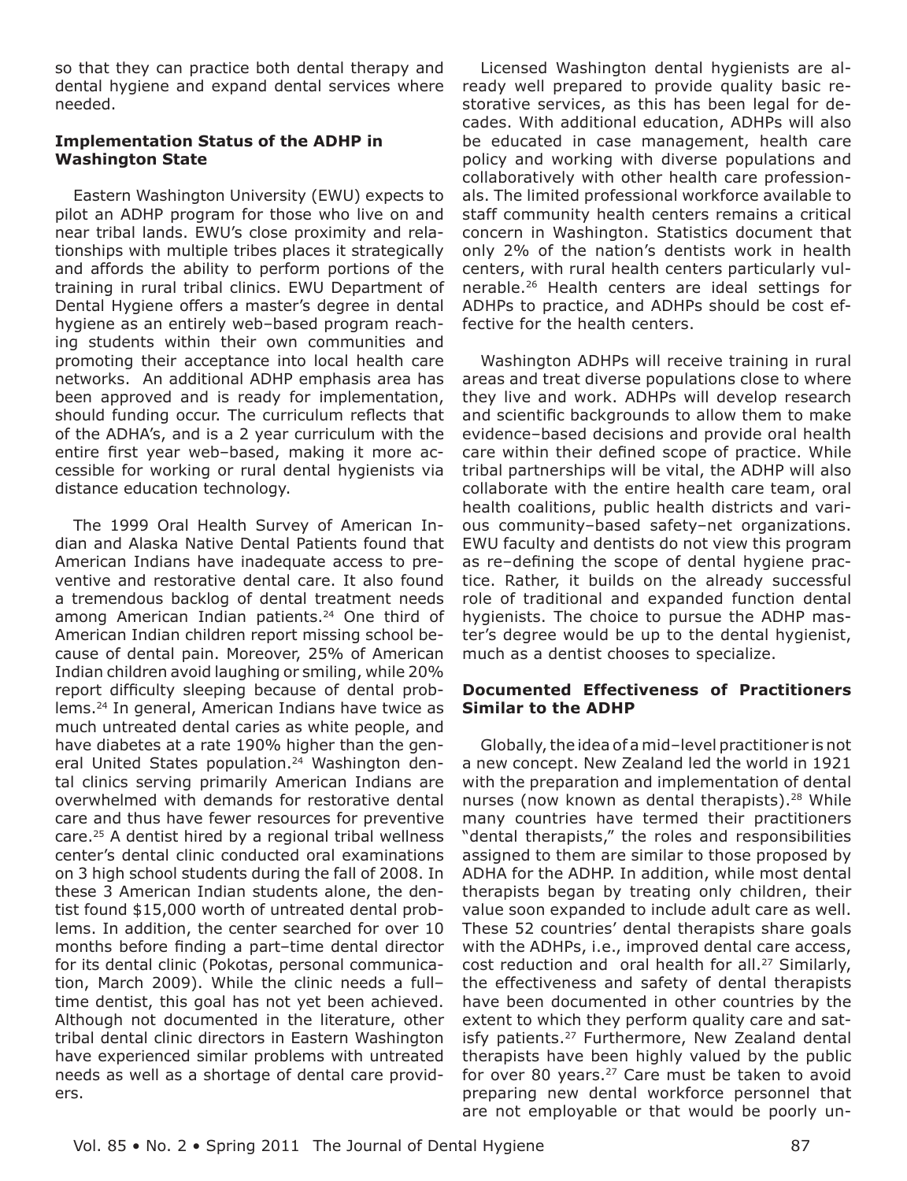so that they can practice both dental therapy and dental hygiene and expand dental services where needed.

**Implementation Status of the ADHP in Washington State**

Eastern Washington University (EWU) expects to pilot an ADHP program for those who live on and near tribal lands. EWU's close proximity and relationships with multiple tribes places it strategically and affords the ability to perform portions of the training in rural tribal clinics. EWU Department of Dental Hygiene offers a master's degree in dental hygiene as an entirely web–based program reaching students within their own communities and promoting their acceptance into local health care networks. An additional ADHP emphasis area has been approved and is ready for implementation, should funding occur. The curriculum reflects that of the ADHA's, and is a 2 year curriculum with the entire first year web–based, making it more accessible for working or rural dental hygienists via distance education technology.

The 1999 Oral Health Survey of American Indian and Alaska Native Dental Patients found that American Indians have inadequate access to preventive and restorative dental care. It also found a tremendous backlog of dental treatment needs among American Indian patients.[24] One third of American Indian children report missing school because of dental pain. Moreover, 25% of American Indian children avoid laughing or smiling, while 20% report difficulty sleeping because of dental problems.[24] In general, American Indians have twice as much untreated dental caries as white people, and have diabetes at a rate 190% higher than the general United States population.[24] Washington dental clinics serving primarily American Indians are overwhelmed with demands for restorative dental care and thus have fewer resources for preventive care.[25] A dentist hired by a regional tribal wellness center's dental clinic conducted oral examinations on 3 high school students during the fall of 2008. In these 3 American Indian students alone, the dentist found $15,000 worth of untreated dental problems. In addition, the center searched for over 10 months before finding a part–time dental director for its dental clinic (Pokotas, personal communication, March 2009). While the clinic needs a full–time dentist, this goal has not yet been achieved. Although not documented in the literature, other tribal dental clinic directors in Eastern Washington have experienced similar problems with untreated needs as well as a shortage of dental care providers.

Licensed Washington dental hygienists are already well prepared to provide quality basic restorative services, as this has been legal for decades. With additional education, ADHPs will also be educated in case management, health care policy and working with diverse populations and collaboratively with other health care professionals. The limited professional workforce available to staff community health centers remains a critical concern in Washington. Statistics document that only 2% of the nation's dentists work in health centers, with rural health centers particularly vulnerable.[26] Health centers are ideal settings for ADHPs to practice, and ADHPs should be cost effective for the health centers.

Washington ADHPs will receive training in rural areas and treat diverse populations close to where they live and work. ADHPs will develop research and scientific backgrounds to allow them to make evidence–based decisions and provide oral health care within their defined scope of practice. While tribal partnerships will be vital, the ADHP will also collaborate with the entire health care team, oral health coalitions, public health districts and various community–based safety–net organizations. EWU faculty and dentists do not view this program as re–defining the scope of dental hygiene practice. Rather, it builds on the already successful role of traditional and expanded function dental hygienists. The choice to pursue the ADHP master's degree would be up to the dental hygienist, much as a dentist chooses to specialize.

**Documented Effectiveness of Practitioners Similar to the ADHP**

Globally, the idea of a mid–level practitioner is not a new concept. New Zealand led the world in 1921 with the preparation and implementation of dental nurses (now known as dental therapists).[28] While many countries have termed their practitioners "dental therapists," the roles and responsibilities assigned to them are similar to those proposed by ADHA for the ADHP. In addition, while most dental therapists began by treating only children, their value soon expanded to include adult care as well. These 52 countries' dental therapists share goals with the ADHPs, i.e., improved dental care access, cost reduction and oral health for all.[27] Similarly, the effectiveness and safety of dental therapists have been documented in other countries by the extent to which they perform quality care and satisfy patients.[27] Furthermore, New Zealand dental therapists have been highly valued by the public for over 80 years.[27] Care must be taken to avoid preparing new dental workforce personnel that are not employable or that would be poorly un-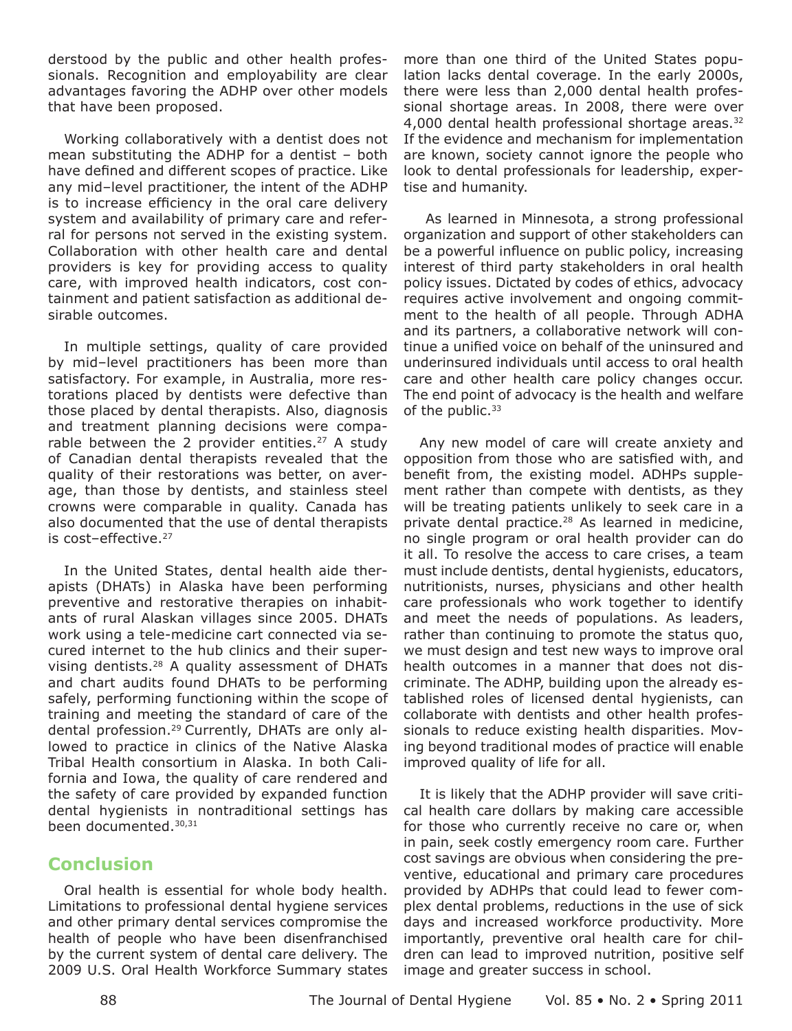derstood by the public and other health professionals. Recognition and employability are clear advantages favoring the ADHP over other models that have been proposed.

Working collaboratively with a dentist does not mean substituting the ADHP for a dentist – both have defined and different scopes of practice. Like any mid–level practitioner, the intent of the ADHP is to increase efficiency in the oral care delivery system and availability of primary care and referral for persons not served in the existing system. Collaboration with other health care and dental providers is key for providing access to quality care, with improved health indicators, cost containment and patient satisfaction as additional desirable outcomes.

In multiple settings, quality of care provided by mid–level practitioners has been more than satisfactory. For example, in Australia, more restorations placed by dentists were defective than those placed by dental therapists. Also, diagnosis and treatment planning decisions were comparable between the 2 provider entities.[27] A study of Canadian dental therapists revealed that the quality of their restorations was better, on average, than those by dentists, and stainless steel crowns were comparable in quality. Canada has also documented that the use of dental therapists is cost–effective.[27]

In the United States, dental health aide therapists (DHATs) in Alaska have been performing preventive and restorative therapies on inhabitants of rural Alaskan villages since 2005. DHATs work using a tele-medicine cart connected via secured internet to the hub clinics and their supervising dentists.[28] A quality assessment of DHATs and chart audits found DHATs to be performing safely, performing functioning within the scope of training and meeting the standard of care of the dental profession.[29] Currently, DHATs are only allowed to practice in clinics of the Native Alaska Tribal Health consortium in Alaska. In both California and Iowa, the quality of care rendered and the safety of care provided by expanded function dental hygienists in nontraditional settings has been documented.[30,31]

## Conclusion

Oral health is essential for whole body health. Limitations to professional dental hygiene services and other primary dental services compromise the health of people who have been disenfranchised by the current system of dental care delivery. The 2009 U.S. Oral Health Workforce Summary states more than one third of the United States population lacks dental coverage. In the early 2000s, there were less than 2,000 dental health professional shortage areas. In 2008, there were over 4,000 dental health professional shortage areas.[32] If the evidence and mechanism for implementation are known, society cannot ignore the people who look to dental professionals for leadership, expertise and humanity.

As learned in Minnesota, a strong professional organization and support of other stakeholders can be a powerful influence on public policy, increasing interest of third party stakeholders in oral health policy issues. Dictated by codes of ethics, advocacy requires active involvement and ongoing commitment to the health of all people. Through ADHA and its partners, a collaborative network will continue a unified voice on behalf of the uninsured and underinsured individuals until access to oral health care and other health care policy changes occur. The end point of advocacy is the health and welfare of the public.[33]

Any new model of care will create anxiety and opposition from those who are satisfied with, and benefit from, the existing model. ADHPs supplement rather than compete with dentists, as they will be treating patients unlikely to seek care in a private dental practice.[28] As learned in medicine, no single program or oral health provider can do it all. To resolve the access to care crises, a team must include dentists, dental hygienists, educators, nutritionists, nurses, physicians and other health care professionals who work together to identify and meet the needs of populations. As leaders, rather than continuing to promote the status quo, we must design and test new ways to improve oral health outcomes in a manner that does not discriminate. The ADHP, building upon the already established roles of licensed dental hygienists, can collaborate with dentists and other health professionals to reduce existing health disparities. Moving beyond traditional modes of practice will enable improved quality of life for all.

It is likely that the ADHP provider will save critical health care dollars by making care accessible for those who currently receive no care or, when in pain, seek costly emergency room care. Further cost savings are obvious when considering the preventive, educational and primary care procedures provided by ADHPs that could lead to fewer complex dental problems, reductions in the use of sick days and increased workforce productivity. More importantly, preventive oral health care for children can lead to improved nutrition, positive self image and greater success in school.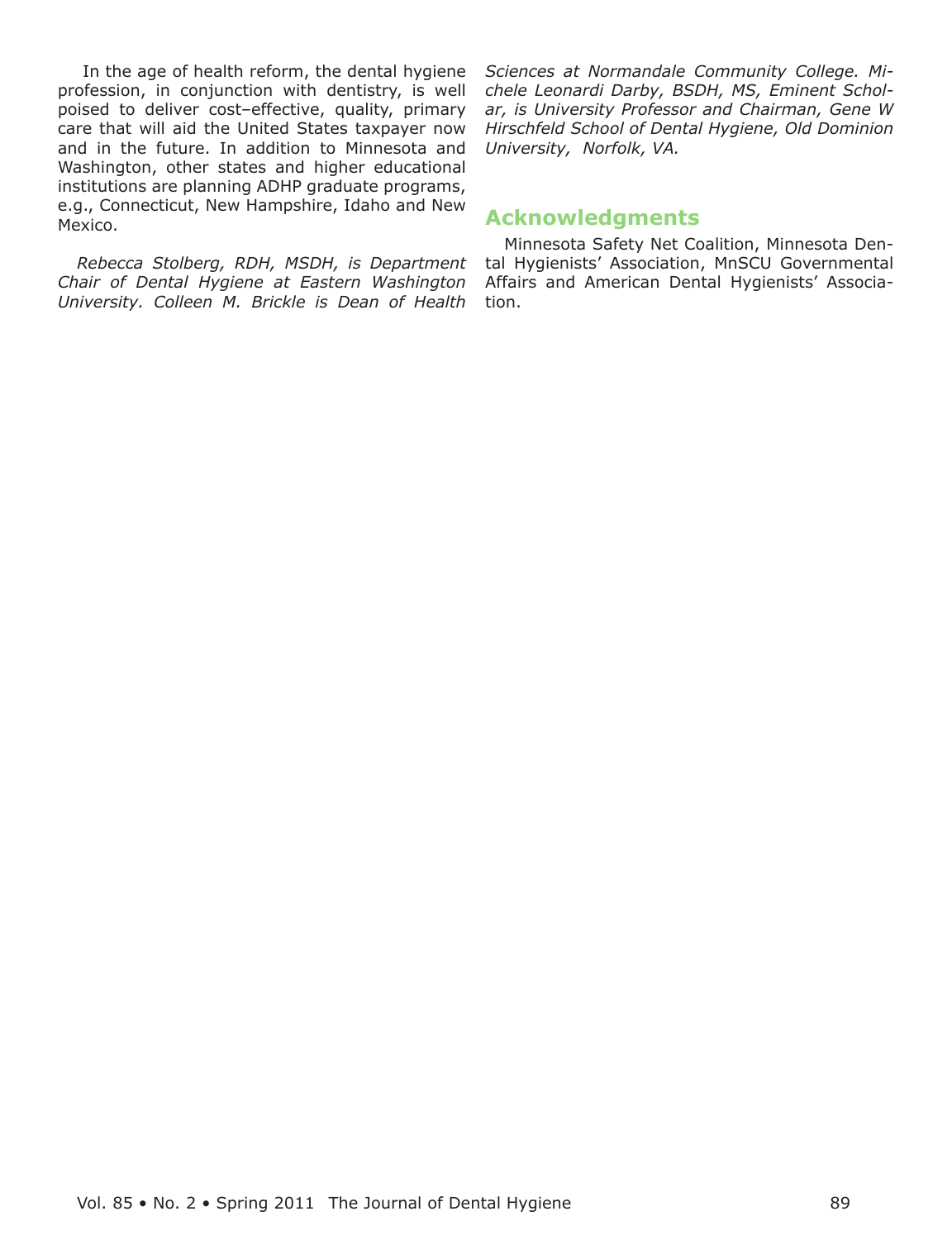In the age of health reform, the dental hygiene profession, in conjunction with dentistry, is well poised to deliver cost–effective, quality, primary care that will aid the United States taxpayer now and in the future. In addition to Minnesota and Washington, other states and higher educational institutions are planning ADHP graduate programs, e.g., Connecticut, New Hampshire, Idaho and New Mexico.

*Rebecca Stolberg, RDH, MSDH, is Department Chair of Dental Hygiene at Eastern Washington University. Colleen M. Brickle is Dean of Health Sciences at Normandale Community College. Michele Leonardi Darby, BSDH, MS, Eminent Scholar, is University Professor and Chairman, Gene W Hirschfeld School of Dental Hygiene, Old Dominion University, Norfolk, VA.*

## Acknowledgments

Minnesota Safety Net Coalition, Minnesota Dental Hygienists' Association, MnSCU Governmental Affairs and American Dental Hygienists' Association.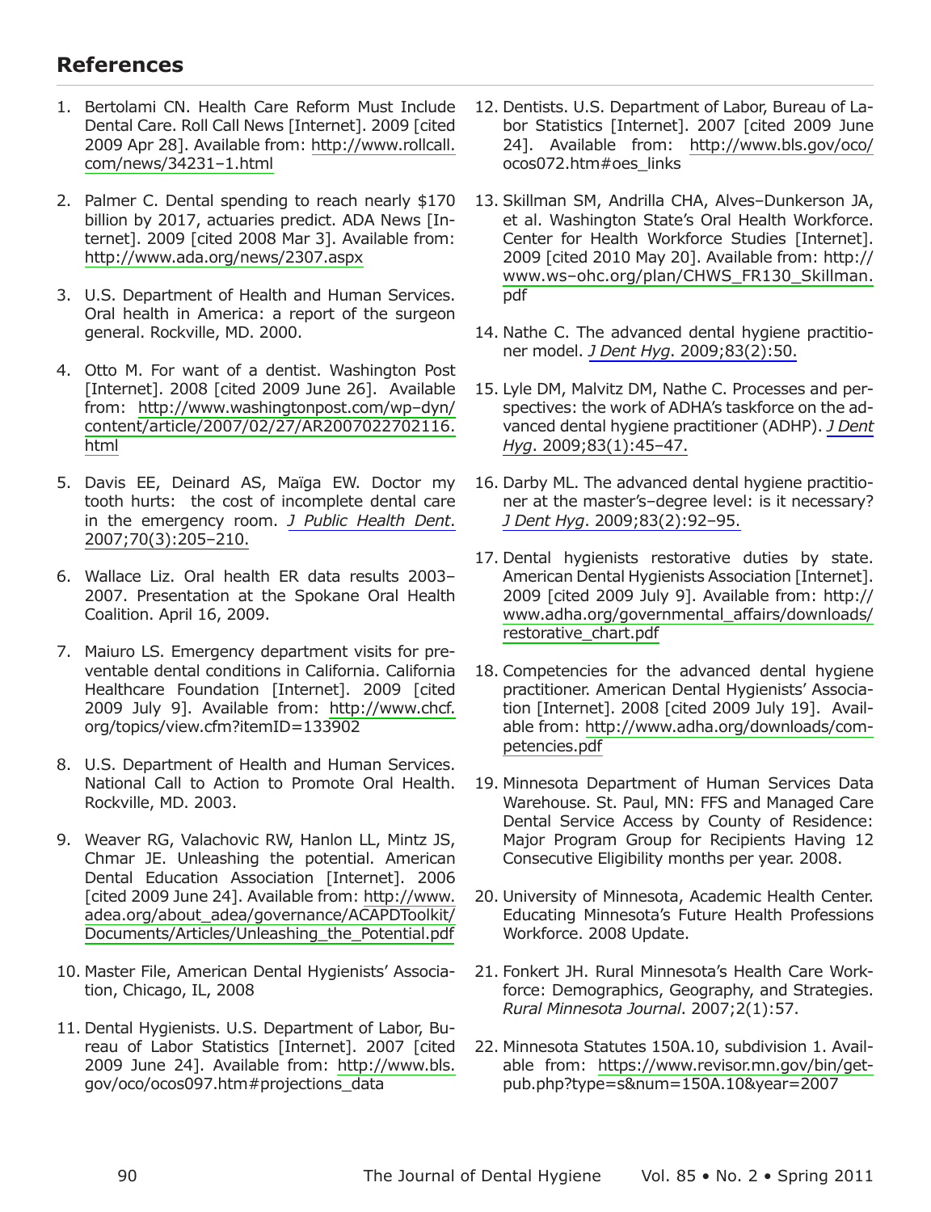## References

1. Bertolami CN. Health Care Reform Must Include Dental Care. Roll Call News [Internet]. 2009 [cited 2009 Apr 28]. Available from: http://www.rollcall.com/news/34231–1.html
2. Palmer C. Dental spending to reach nearly $170 billion by 2017, actuaries predict. ADA News [Internet]. 2009 [cited 2008 Mar 3]. Available from: http://www.ada.org/news/2307.aspx
3. U.S. Department of Health and Human Services. Oral health in America: a report of the surgeon general. Rockville, MD. 2000.
4. Otto M. For want of a dentist. Washington Post [Internet]. 2008 [cited 2009 June 26]. Available from: http://www.washingtonpost.com/wp–dyn/content/article/2007/02/27/AR2007022702116.html
5. Davis EE, Deinard AS, Maïga EW. Doctor my tooth hurts: the cost of incomplete dental care in the emergency room. *J Public Health Dent*. 2007;70(3):205–210.
6. Wallace Liz. Oral health ER data results 2003–2007. Presentation at the Spokane Oral Health Coalition. April 16, 2009.
7. Maiuro LS. Emergency department visits for preventable dental conditions in California. California Healthcare Foundation [Internet]. 2009 [cited 2009 July 9]. Available from: http://www.chcf.org/topics/view.cfm?itemID=133902
8. U.S. Department of Health and Human Services. National Call to Action to Promote Oral Health. Rockville, MD. 2003.
9. Weaver RG, Valachovic RW, Hanlon LL, Mintz JS, Chmar JE. Unleashing the potential. American Dental Education Association [Internet]. 2006 [cited 2009 June 24]. Available from: http://www.adea.org/about_adea/governance/ACAPDToolkit/Documents/Articles/Unleashing_the_Potential.pdf
10. Master File, American Dental Hygienists' Association, Chicago, IL, 2008
11. Dental Hygienists. U.S. Department of Labor, Bureau of Labor Statistics [Internet]. 2007 [cited 2009 June 24]. Available from: http://www.bls.gov/oco/ocos097.htm#projections_data
12. Dentists. U.S. Department of Labor, Bureau of Labor Statistics [Internet]. 2007 [cited 2009 June 24]. Available from: http://www.bls.gov/oco/ocos072.htm#oes_links
13. Skillman SM, Andrilla CHA, Alves–Dunkerson JA, et al. Washington State's Oral Health Workforce. Center for Health Workforce Studies [Internet]. 2009 [cited 2010 May 20]. Available from: http://www.ws–ohc.org/plan/CHWS_FR130_Skillman.pdf
14. Nathe C. The advanced dental hygiene practitioner model. *J Dent Hyg*. 2009;83(2):50.
15. Lyle DM, Malvitz DM, Nathe C. Processes and perspectives: the work of ADHA's taskforce on the advanced dental hygiene practitioner (ADHP). *J Dent Hyg*. 2009;83(1):45–47.
16. Darby ML. The advanced dental hygiene practitioner at the master's–degree level: is it necessary? *J Dent Hyg*. 2009;83(2):92–95.
17. Dental hygienists restorative duties by state. American Dental Hygienists Association [Internet]. 2009 [cited 2009 July 9]. Available from: http://www.adha.org/governmental_affairs/downloads/restorative_chart.pdf
18. Competencies for the advanced dental hygiene practitioner. American Dental Hygienists' Association [Internet]. 2008 [cited 2009 July 19]. Available from: http://www.adha.org/downloads/competencies.pdf
19. Minnesota Department of Human Services Data Warehouse. St. Paul, MN: FFS and Managed Care Dental Service Access by County of Residence: Major Program Group for Recipients Having 12 Consecutive Eligibility months per year. 2008.
20. University of Minnesota, Academic Health Center. Educating Minnesota's Future Health Professions Workforce. 2008 Update.
21. Fonkert JH. Rural Minnesota's Health Care Workforce: Demographics, Geography, and Strategies. *Rural Minnesota Journal*. 2007;2(1):57.
22. Minnesota Statutes 150A.10, subdivision 1. Available from: https://www.revisor.mn.gov/bin/getpub.php?type=s&num=150A.10&year=2007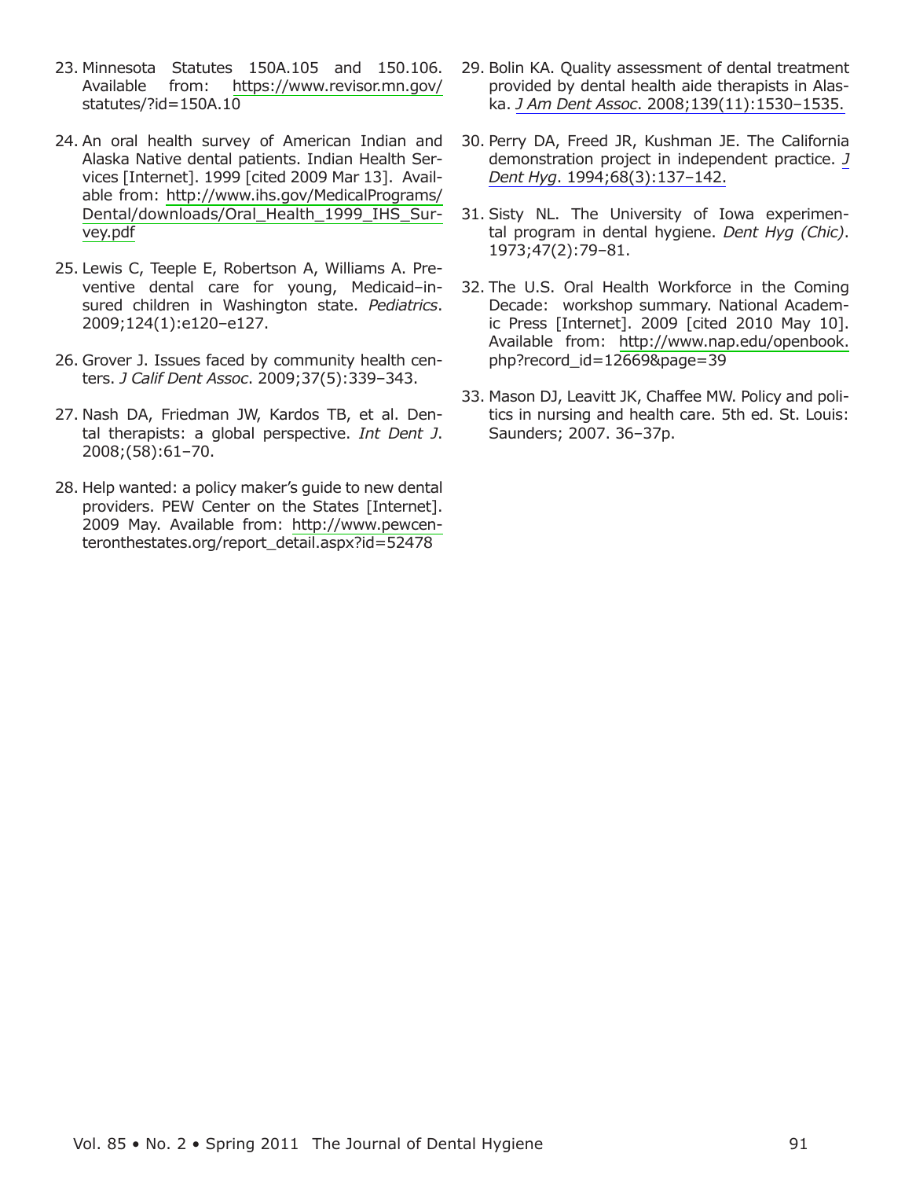23. Minnesota Statutes 150A.105 and 150.106. Available from: https://www.revisor.mn.gov/statutes/?id=150A.10

24. An oral health survey of American Indian and Alaska Native dental patients. Indian Health Services [Internet]. 1999 [cited 2009 Mar 13]. Available from: http://www.ihs.gov/MedicalPrograms/Dental/downloads/Oral_Health_1999_IHS_Survey.pdf

25. Lewis C, Teeple E, Robertson A, Williams A. Preventive dental care for young, Medicaid–insured children in Washington state. *Pediatrics*. 2009;124(1):e120–e127.

26. Grover J. Issues faced by community health centers. *J Calif Dent Assoc*. 2009;37(5):339–343.

27. Nash DA, Friedman JW, Kardos TB, et al. Dental therapists: a global perspective. *Int Dent J*. 2008;(58):61–70.

28. Help wanted: a policy maker's guide to new dental providers. PEW Center on the States [Internet]. 2009 May. Available from: http://www.pewcenteronthestates.org/report_detail.aspx?id=52478

29. Bolin KA. Quality assessment of dental treatment provided by dental health aide therapists in Alaska. *J Am Dent Assoc*. 2008;139(11):1530–1535.

30. Perry DA, Freed JR, Kushman JE. The California demonstration project in independent practice. *J Dent Hyg*. 1994;68(3):137–142.

31. Sisty NL. The University of Iowa experimental program in dental hygiene. *Dent Hyg (Chic)*. 1973;47(2):79–81.

32. The U.S. Oral Health Workforce in the Coming Decade: workshop summary. National Academic Press [Internet]. 2009 [cited 2010 May 10]. Available from: http://www.nap.edu/openbook.php?record_id=12669&page=39

33. Mason DJ, Leavitt JK, Chaffee MW. Policy and politics in nursing and health care. 5th ed. St. Louis: Saunders; 2007. 36–37p.